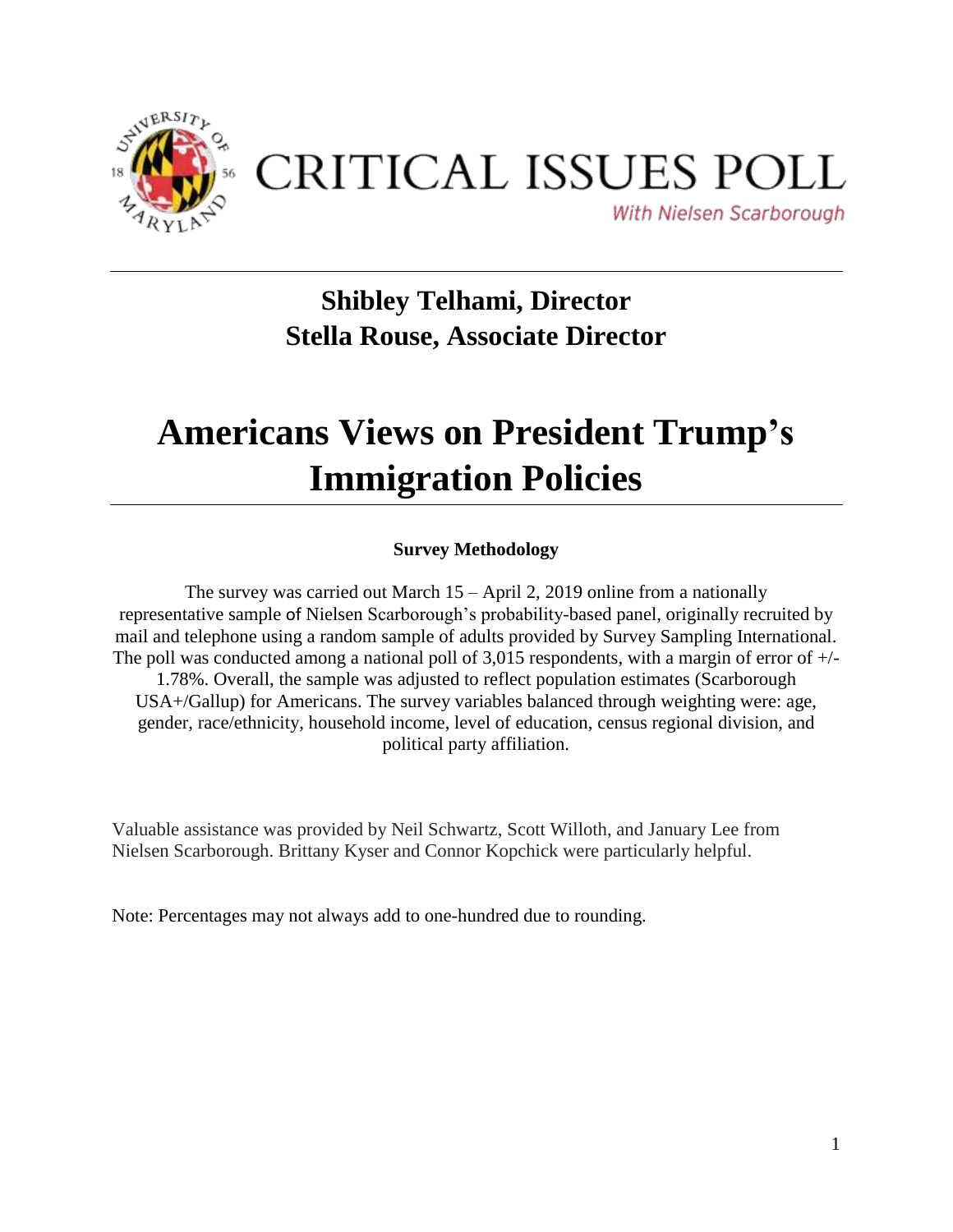# CRITICAL ISSUES POLL

*With Nielsen Scarborough*

**Shibley Telhami, Director**
**Stella Rouse, Associate Director**

# Americans Views on President Trump's Immigration Policies

### Survey Methodology

The survey was carried out March 15 – April 2, 2019 online from a nationally representative sample of Nielsen Scarborough's probability-based panel, originally recruited by mail and telephone using a random sample of adults provided by Survey Sampling International. The poll was conducted among a national poll of 3,015 respondents, with a margin of error of +/- 1.78%. Overall, the sample was adjusted to reflect population estimates (Scarborough USA+/Gallup) for Americans. The survey variables balanced through weighting were: age, gender, race/ethnicity, household income, level of education, census regional division, and political party affiliation.

Valuable assistance was provided by Neil Schwartz, Scott Willoth, and January Lee from Nielsen Scarborough. Brittany Kyser and Connor Kopchick were particularly helpful.

Note: Percentages may not always add to one-hundred due to rounding.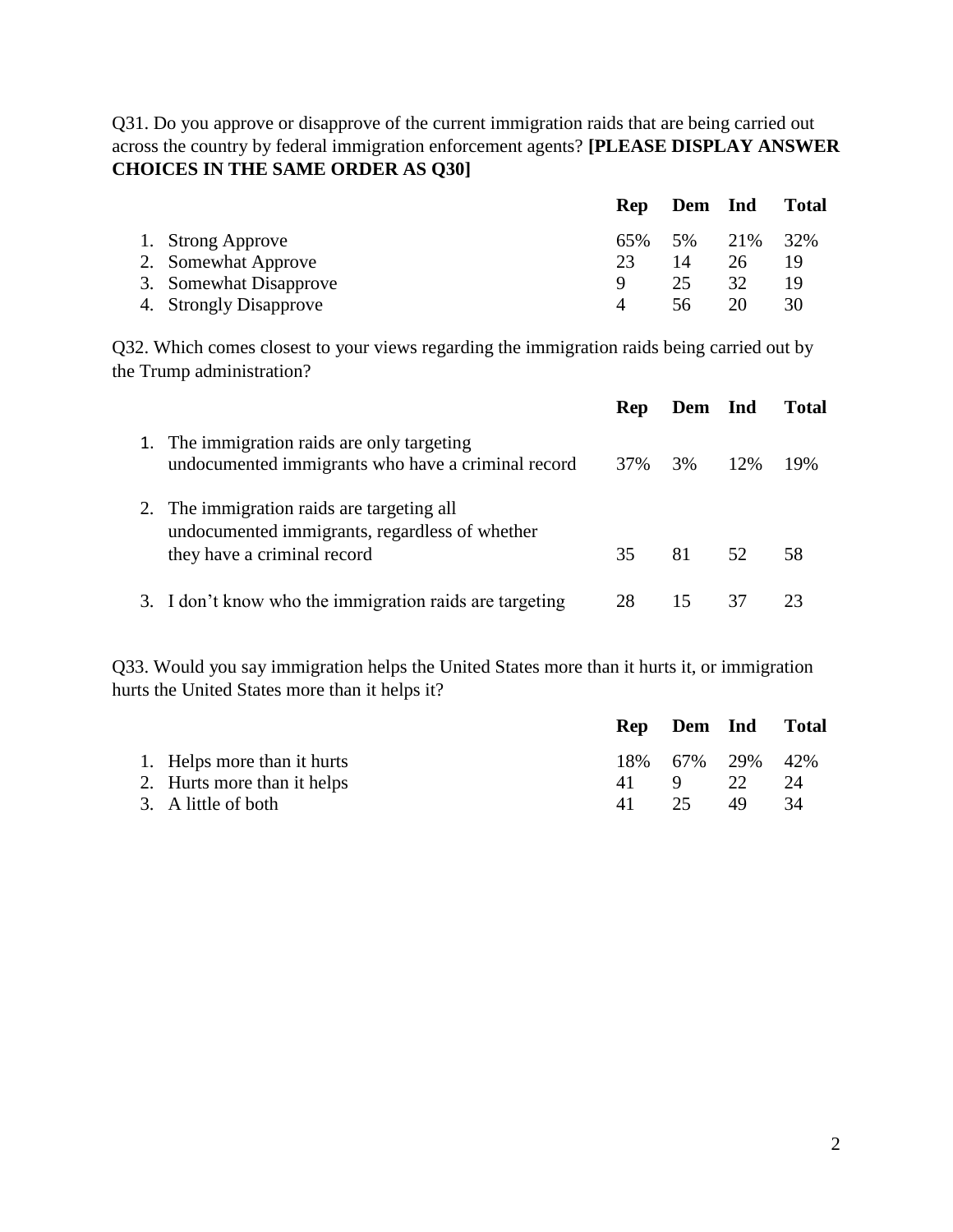Q31. Do you approve or disapprove of the current immigration raids that are being carried out across the country by federal immigration enforcement agents? **[PLEASE DISPLAY ANSWER CHOICES IN THE SAME ORDER AS Q30]**

| | Rep | Dem | Ind | Total |
|---|---|---|---|---|
| 1. Strong Approve | 65% | 5% | 21% | 32% |
| 2. Somewhat Approve | 23 | 14 | 26 | 19 |
| 3. Somewhat Disapprove | 9 | 25 | 32 | 19 |
| 4. Strongly Disapprove | 4 | 56 | 20 | 30 |

Q32. Which comes closest to your views regarding the immigration raids being carried out by the Trump administration?

| | Rep | Dem | Ind | Total |
|---|---|---|---|---|
| 1. The immigration raids are only targeting undocumented immigrants who have a criminal record | 37% | 3% | 12% | 19% |
| 2. The immigration raids are targeting all undocumented immigrants, regardless of whether they have a criminal record | 35 | 81 | 52 | 58 |
| 3. I don't know who the immigration raids are targeting | 28 | 15 | 37 | 23 |

Q33. Would you say immigration helps the United States more than it hurts it, or immigration hurts the United States more than it helps it?

| | Rep | Dem | Ind | Total |
|---|---|---|---|---|
| 1. Helps more than it hurts | 18% | 67% | 29% | 42% |
| 2. Hurts more than it helps | 41 | 9 | 22 | 24 |
| 3. A little of both | 41 | 25 | 49 | 34 |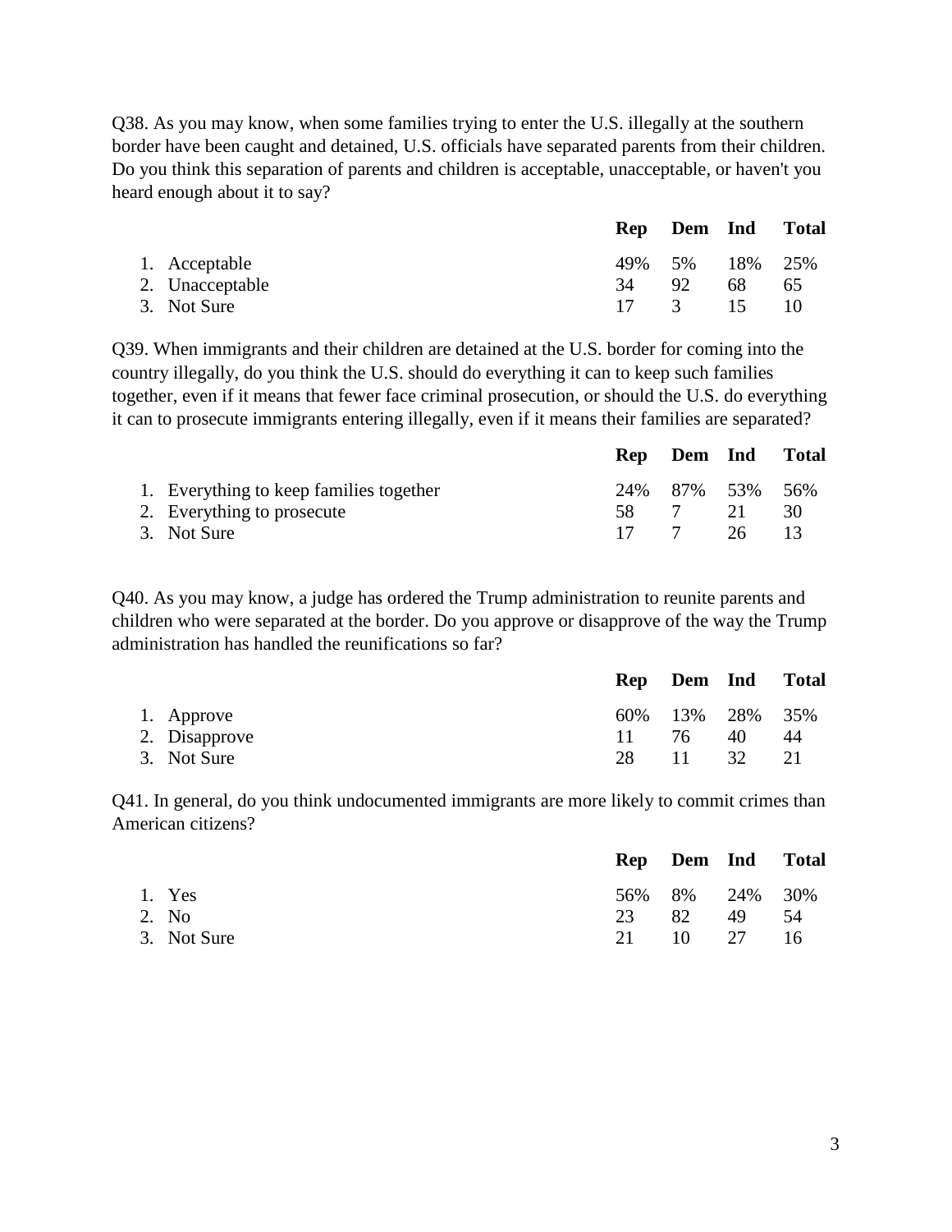Q38. As you may know, when some families trying to enter the U.S. illegally at the southern border have been caught and detained, U.S. officials have separated parents from their children. Do you think this separation of parents and children is acceptable, unacceptable, or haven't you heard enough about it to say?

| | Rep | Dem | Ind | Total |
|---|---|---|---|---|
| 1. Acceptable | 49% | 5% | 18% | 25% |
| 2. Unacceptable | 34 | 92 | 68 | 65 |
| 3. Not Sure | 17 | 3 | 15 | 10 |

Q39. When immigrants and their children are detained at the U.S. border for coming into the country illegally, do you think the U.S. should do everything it can to keep such families together, even if it means that fewer face criminal prosecution, or should the U.S. do everything it can to prosecute immigrants entering illegally, even if it means their families are separated?

| | Rep | Dem | Ind | Total |
|---|---|---|---|---|
| 1. Everything to keep families together | 24% | 87% | 53% | 56% |
| 2. Everything to prosecute | 58 | 7 | 21 | 30 |
| 3. Not Sure | 17 | 7 | 26 | 13 |

Q40. As you may know, a judge has ordered the Trump administration to reunite parents and children who were separated at the border. Do you approve or disapprove of the way the Trump administration has handled the reunifications so far?

| | Rep | Dem | Ind | Total |
|---|---|---|---|---|
| 1. Approve | 60% | 13% | 28% | 35% |
| 2. Disapprove | 11 | 76 | 40 | 44 |
| 3. Not Sure | 28 | 11 | 32 | 21 |

Q41. In general, do you think undocumented immigrants are more likely to commit crimes than American citizens?

| | Rep | Dem | Ind | Total |
|---|---|---|---|---|
| 1. Yes | 56% | 8% | 24% | 30% |
| 2. No | 23 | 82 | 49 | 54 |
| 3. Not Sure | 21 | 10 | 27 | 16 |